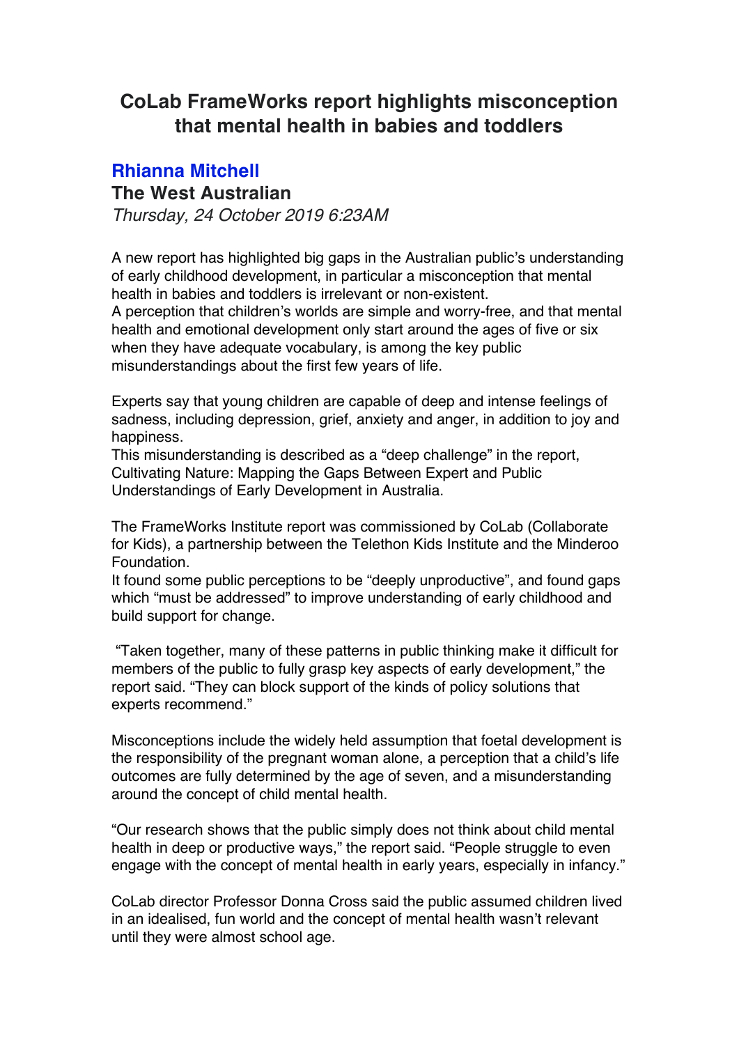# CoLab FrameWorks report highlights misconception that mental health in babies and toddlers

## Rhianna Mitchell

**The West Australian**

*Thursday, 24 October 2019 6:23AM*

A new report has highlighted big gaps in the Australian public's understanding of early childhood development, in particular a misconception that mental health in babies and toddlers is irrelevant or non-existent.
A perception that children's worlds are simple and worry-free, and that mental health and emotional development only start around the ages of five or six when they have adequate vocabulary, is among the key public misunderstandings about the first few years of life.

Experts say that young children are capable of deep and intense feelings of sadness, including depression, grief, anxiety and anger, in addition to joy and happiness.
This misunderstanding is described as a "deep challenge" in the report, Cultivating Nature: Mapping the Gaps Between Expert and Public Understandings of Early Development in Australia.

The FrameWorks Institute report was commissioned by CoLab (Collaborate for Kids), a partnership between the Telethon Kids Institute and the Minderoo Foundation.
It found some public perceptions to be "deeply unproductive", and found gaps which "must be addressed" to improve understanding of early childhood and build support for change.

"Taken together, many of these patterns in public thinking make it difficult for members of the public to fully grasp key aspects of early development," the report said. "They can block support of the kinds of policy solutions that experts recommend."

Misconceptions include the widely held assumption that foetal development is the responsibility of the pregnant woman alone, a perception that a child's life outcomes are fully determined by the age of seven, and a misunderstanding around the concept of child mental health.

"Our research shows that the public simply does not think about child mental health in deep or productive ways," the report said. "People struggle to even engage with the concept of mental health in early years, especially in infancy."

CoLab director Professor Donna Cross said the public assumed children lived in an idealised, fun world and the concept of mental health wasn't relevant until they were almost school age.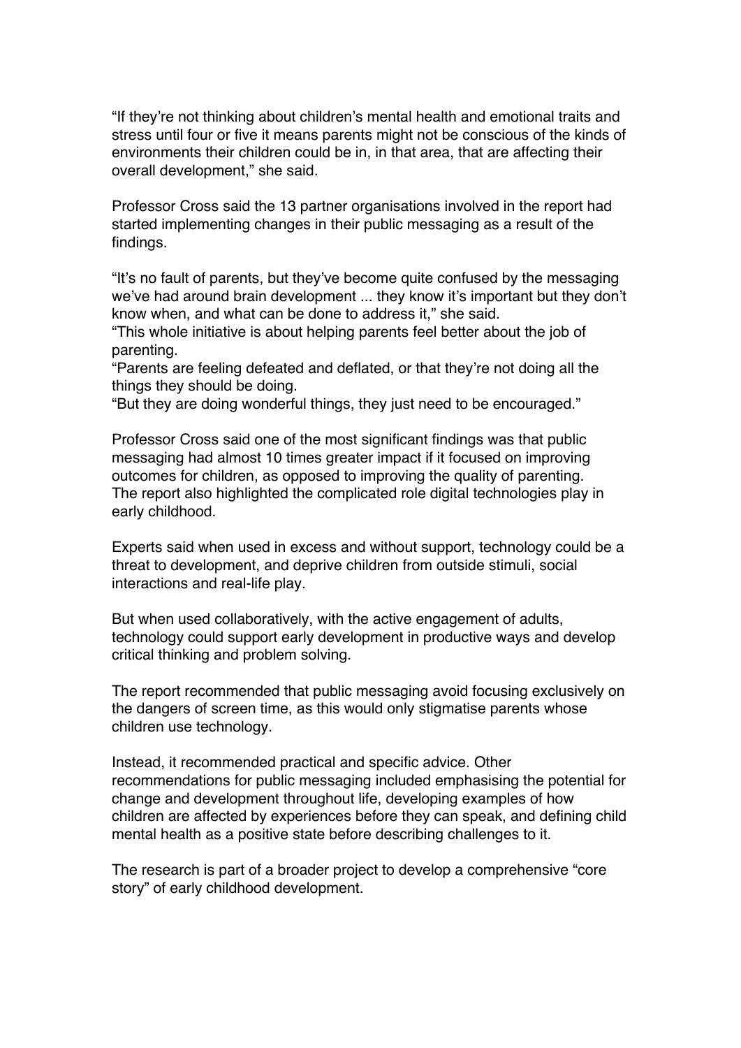"If they're not thinking about children's mental health and emotional traits and stress until four or five it means parents might not be conscious of the kinds of environments their children could be in, in that area, that are affecting their overall development," she said.

Professor Cross said the 13 partner organisations involved in the report had started implementing changes in their public messaging as a result of the findings.

"It's no fault of parents, but they've become quite confused by the messaging we've had around brain development ... they know it's important but they don't know when, and what can be done to address it," she said.
"This whole initiative is about helping parents feel better about the job of parenting.
"Parents are feeling defeated and deflated, or that they're not doing all the things they should be doing.
"But they are doing wonderful things, they just need to be encouraged."

Professor Cross said one of the most significant findings was that public messaging had almost 10 times greater impact if it focused on improving outcomes for children, as opposed to improving the quality of parenting.
The report also highlighted the complicated role digital technologies play in early childhood.

Experts said when used in excess and without support, technology could be a threat to development, and deprive children from outside stimuli, social interactions and real-life play.

But when used collaboratively, with the active engagement of adults, technology could support early development in productive ways and develop critical thinking and problem solving.

The report recommended that public messaging avoid focusing exclusively on the dangers of screen time, as this would only stigmatise parents whose children use technology.

Instead, it recommended practical and specific advice. Other recommendations for public messaging included emphasising the potential for change and development throughout life, developing examples of how children are affected by experiences before they can speak, and defining child mental health as a positive state before describing challenges to it.

The research is part of a broader project to develop a comprehensive "core story" of early childhood development.